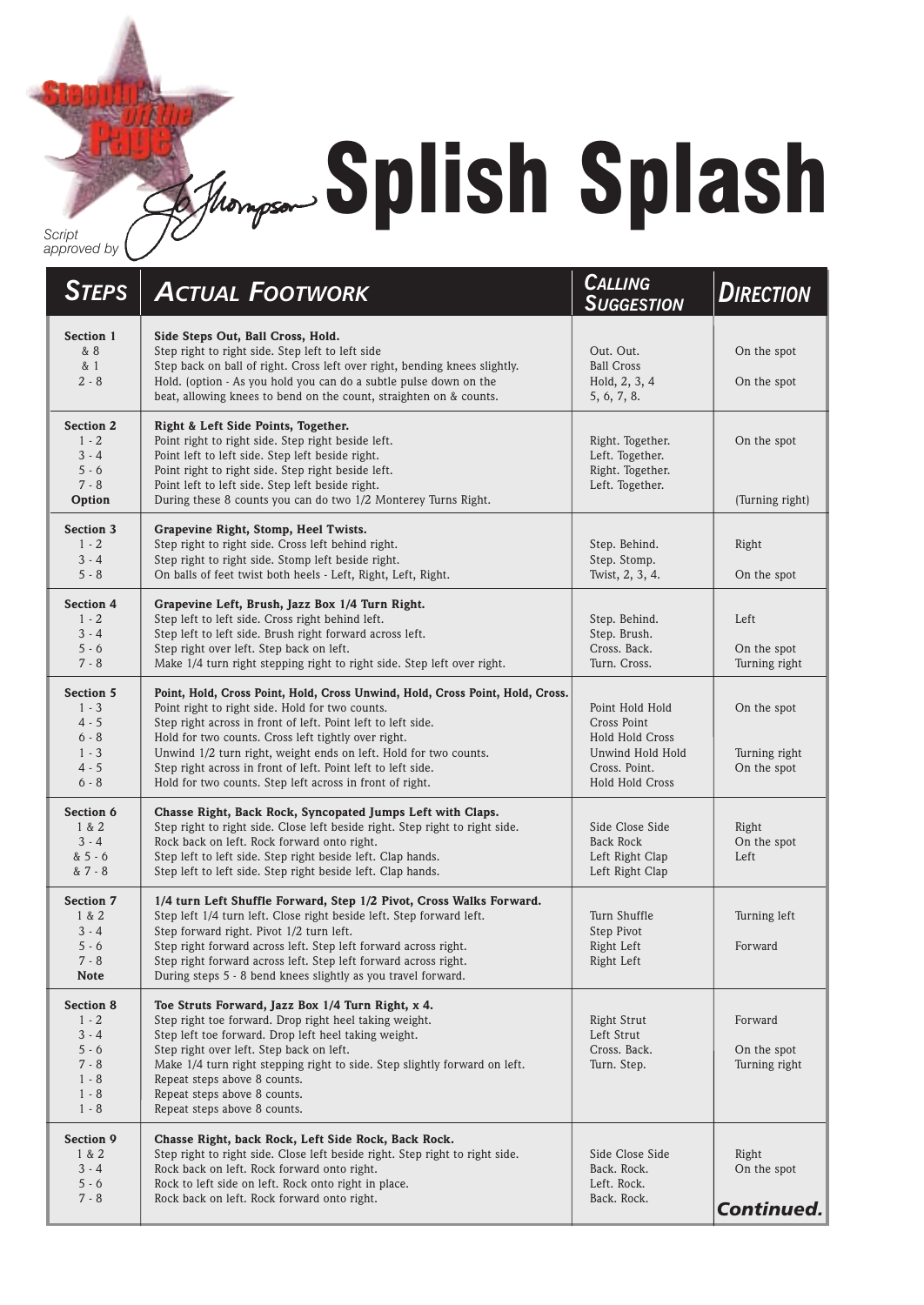Steppin' off the Page

Script approved by Jo Thompson

# Splish Splash

| STEPS | ACTUAL FOOTWORK | CALLING SUGGESTION | DIRECTION |
|---|---|---|---|
| **Section 1** | **Side Steps Out, Ball Cross, Hold.** | | |
| & 8 | Step right to right side. Step left to left side | Out. Out. | On the spot |
| & 1 | Step back on ball of right. Cross left over right, bending knees slightly. | Ball Cross | |
| 2 - 8 | Hold. (option - As you hold you can do a subtle pulse down on the beat, allowing knees to bend on the count, straighten on & counts. | Hold, 2, 3, 4 5, 6, 7, 8. | On the spot |
| **Section 2** | **Right & Left Side Points, Together.** | | |
| 1 - 2 | Point right to right side. Step right beside left. | Right. Together. | On the spot |
| 3 - 4 | Point left to left side. Step left beside right. | Left. Together. | |
| 5 - 6 | Point right to right side. Step right beside left. | Right. Together. | |
| 7 - 8 | Point left to left side. Step left beside right. | Left. Together. | |
| **Option** | During these 8 counts you can do two 1/2 Monterey Turns Right. | | (Turning right) |
| **Section 3** | **Grapevine Right, Stomp, Heel Twists.** | | |
| 1 - 2 | Step right to right side. Cross left behind right. | Step. Behind. | Right |
| 3 - 4 | Step right to right side. Stomp left beside right. | Step. Stomp. | |
| 5 - 8 | On balls of feet twist both heels - Left, Right, Left, Right. | Twist, 2, 3, 4. | On the spot |
| **Section 4** | **Grapevine Left, Brush, Jazz Box 1/4 Turn Right.** | | |
| 1 - 2 | Step left to left side. Cross right behind left. | Step. Behind. | Left |
| 3 - 4 | Step left to left side. Brush right forward across left. | Step. Brush. | |
| 5 - 6 | Step right over left. Step back on left. | Cross. Back. | On the spot |
| 7 - 8 | Make 1/4 turn right stepping right to right side. Step left over right. | Turn. Cross. | Turning right |
| **Section 5** | **Point, Hold, Cross Point, Hold, Cross Unwind, Hold, Cross Point, Hold, Cross.** | | |
| 1 - 3 | Point right to right side. Hold for two counts. | Point Hold Hold | On the spot |
| 4 - 5 | Step right across in front of left. Point left to left side. | Cross Point | |
| 6 - 8 | Hold for two counts. Cross left tightly over right. | Hold Hold Cross | |
| 1 - 3 | Unwind 1/2 turn right, weight ends on left. Hold for two counts. | Unwind Hold Hold | Turning right |
| 4 - 5 | Step right across in front of left. Point left to left side. | Cross. Point. | On the spot |
| 6 - 8 | Hold for two counts. Step left across in front of right. | Hold Hold Cross | |
| **Section 6** | **Chasse Right, Back Rock, Syncopated Jumps Left with Claps.** | | |
| 1 & 2 | Step right to right side. Close left beside right. Step right to right side. | Side Close Side | Right |
| 3 - 4 | Rock back on left. Rock forward onto right. | Back Rock | On the spot |
| & 5 - 6 | Step left to left side. Step right beside left. Clap hands. | Left Right Clap | Left |
| & 7 - 8 | Step left to left side. Step right beside left. Clap hands. | Left Right Clap | |
| **Section 7** | **1/4 turn Left Shuffle Forward, Step 1/2 Pivot, Cross Walks Forward.** | | |
| 1 & 2 | Step left 1/4 turn left. Close right beside left. Step forward left. | Turn Shuffle | Turning left |
| 3 - 4 | Step forward right. Pivot 1/2 turn left. | Step Pivot | |
| 5 - 6 | Step right forward across left. Step left forward across right. | Right Left | Forward |
| 7 - 8 | Step right forward across left. Step left forward across right. | Right Left | |
| **Note** | During steps 5 - 8 bend knees slightly as you travel forward. | | |
| **Section 8** | **Toe Struts Forward, Jazz Box 1/4 Turn Right, x 4.** | | |
| 1 - 2 | Step right toe forward. Drop right heel taking weight. | Right Strut | Forward |
| 3 - 4 | Step left toe forward. Drop left heel taking weight. | Left Strut | |
| 5 - 6 | Step right over left. Step back on left. | Cross. Back. | On the spot |
| 7 - 8 | Make 1/4 turn right stepping right to side. Step slightly forward on left. | Turn. Step. | Turning right |
| 1 - 8 | Repeat steps above 8 counts. | | |
| 1 - 8 | Repeat steps above 8 counts. | | |
| 1 - 8 | Repeat steps above 8 counts. | | |
| **Section 9** | **Chasse Right, back Rock, Left Side Rock, Back Rock.** | | |
| 1 & 2 | Step right to right side. Close left beside right. Step right to right side. | Side Close Side | Right |
| 3 - 4 | Rock back on left. Rock forward onto right. | Back. Rock. | On the spot |
| 5 - 6 | Rock to left side on left. Rock onto right in place. | Left. Rock. | |
| 7 - 8 | Rock back on left. Rock forward onto right. | Back. Rock. | |

***Continued.***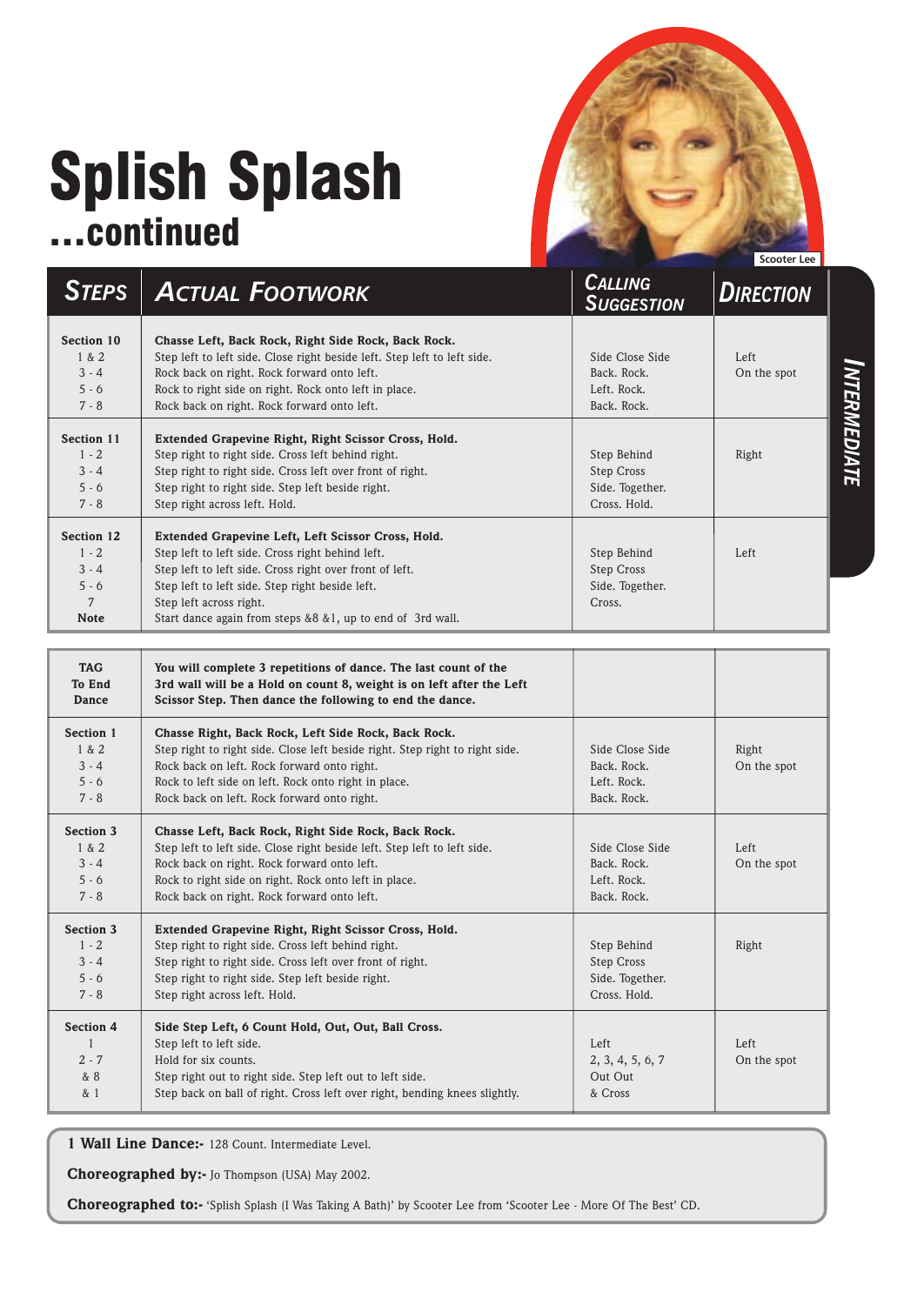# Splish Splash

## ...continued

Scooter Lee

*INTERMEDIATE*

| STEPS | ACTUAL FOOTWORK | CALLING SUGGESTION | DIRECTION |
|---|---|---|---|
| **Section 10** | **Chasse Left, Back Rock, Right Side Rock, Back Rock.** | | |
| 1 & 2 | Step left to left side. Close right beside left. Step left to left side. | Side Close Side | Left |
| 3 - 4 | Rock back on right. Rock forward onto left. | Back. Rock. | On the spot |
| 5 - 6 | Rock to right side on right. Rock onto left in place. | Left. Rock. | |
| 7 - 8 | Rock back on right. Rock forward onto left. | Back. Rock. | |
| **Section 11** | **Extended Grapevine Right, Right Scissor Cross, Hold.** | | |
| 1 - 2 | Step right to right side. Cross left behind right. | Step Behind | Right |
| 3 - 4 | Step right to right side. Cross left over front of right. | Step Cross | |
| 5 - 6 | Step right to right side. Step left beside right. | Side. Together. | |
| 7 - 8 | Step right across left. Hold. | Cross. Hold. | |
| **Section 12** | **Extended Grapevine Left, Left Scissor Cross, Hold.** | | |
| 1 - 2 | Step left to left side. Cross right behind left. | Step Behind | Left |
| 3 - 4 | Step left to left side. Cross right over front of left. | Step Cross | |
| 5 - 6 | Step left to left side. Step right beside left. | Side. Together. | |
| 7 | Step left across right. | Cross. | |
| **Note** | Start dance again from steps &8 &1, up to end of 3rd wall. | | |

| | | | |
|---|---|---|---|
| **TAG To End Dance** | **You will complete 3 repetitions of dance. The last count of the 3rd wall will be a Hold on count 8, weight is on left after the Left Scissor Step. Then dance the following to end the dance.** | | |
| **Section 1** | **Chasse Right, Back Rock, Left Side Rock, Back Rock.** | | |
| 1 & 2 | Step right to right side. Close left beside right. Step right to right side. | Side Close Side | Right |
| 3 - 4 | Rock back on left. Rock forward onto right. | Back. Rock. | On the spot |
| 5 - 6 | Rock to left side on left. Rock onto right in place. | Left. Rock. | |
| 7 - 8 | Rock back on left. Rock forward onto right. | Back. Rock. | |
| **Section 3** | **Chasse Left, Back Rock, Right Side Rock, Back Rock.** | | |
| 1 & 2 | Step left to left side. Close right beside left. Step left to left side. | Side Close Side | Left |
| 3 - 4 | Rock back on right. Rock forward onto left. | Back. Rock. | On the spot |
| 5 - 6 | Rock to right side on right. Rock onto left in place. | Left. Rock. | |
| 7 - 8 | Rock back on right. Rock forward onto left. | Back. Rock. | |
| **Section 3** | **Extended Grapevine Right, Right Scissor Cross, Hold.** | | |
| 1 - 2 | Step right to right side. Cross left behind right. | Step Behind | Right |
| 3 - 4 | Step right to right side. Cross left over front of right. | Step Cross | |
| 5 - 6 | Step right to right side. Step left beside right. | Side. Together. | |
| 7 - 8 | Step right across left. Hold. | Cross. Hold. | |
| **Section 4** | **Side Step Left, 6 Count Hold, Out, Out, Ball Cross.** | | |
| 1 | Step left to left side. | Left | Left |
| 2 - 7 | Hold for six counts. | 2, 3, 4, 5, 6, 7 | On the spot |
| & 8 | Step right out to right side. Step left out to left side. | Out Out | |
| & 1 | Step back on ball of right. Cross left over right, bending knees slightly. | & Cross | |

**1 Wall Line Dance:-** 128 Count. Intermediate Level.

**Choreographed by:-** Jo Thompson (USA) May 2002.

**Choreographed to:-** 'Splish Splash (I Was Taking A Bath)' by Scooter Lee from 'Scooter Lee - More Of The Best' CD.